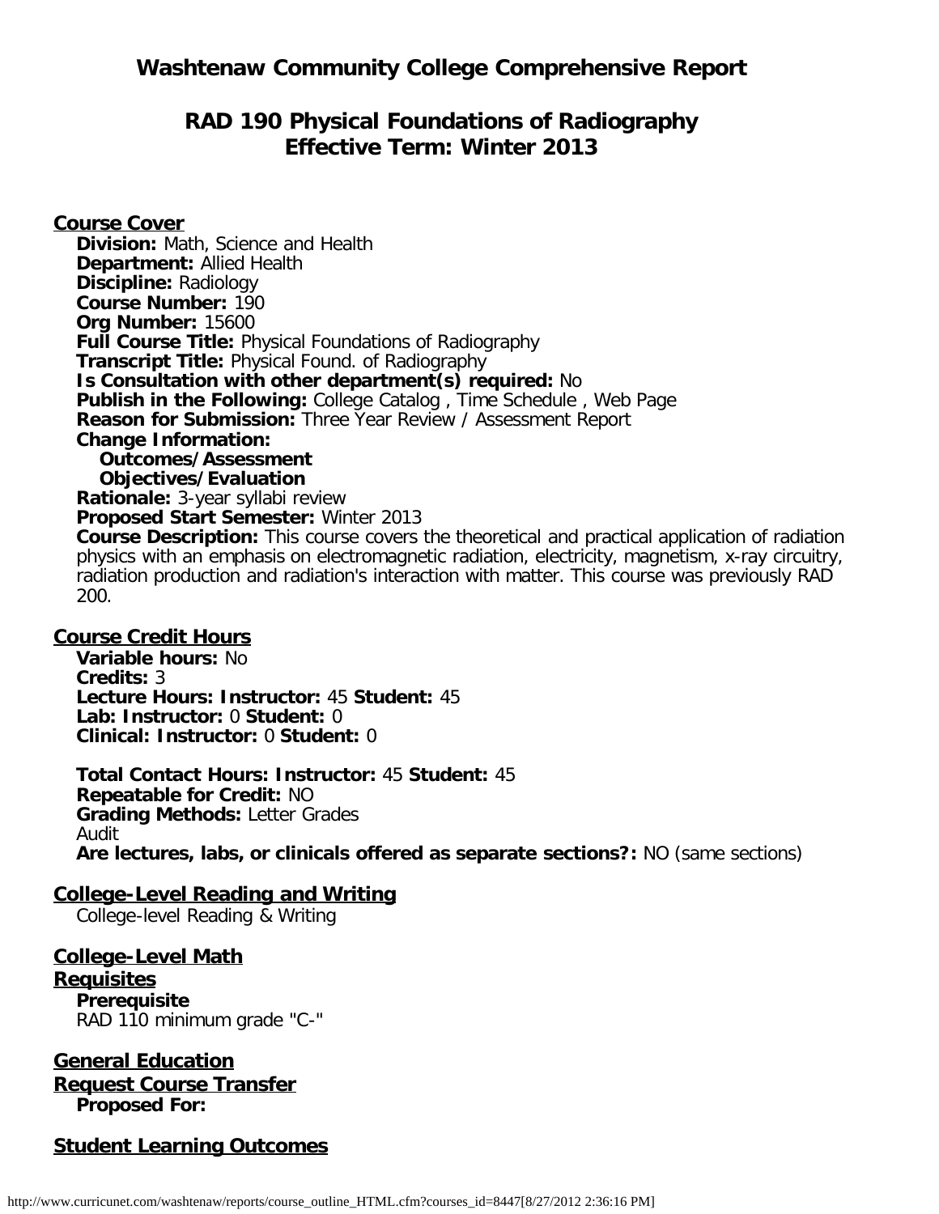# Washtenaw Community College Comprehensive Report

## RAD 190 Physical Foundations of Radiography
## Effective Term: Winter 2013

### Course Cover

**Division:** Math, Science and Health
**Department:** Allied Health
**Discipline:** Radiology
**Course Number:** 190
**Org Number:** 15600
**Full Course Title:** Physical Foundations of Radiography
**Transcript Title:** Physical Found. of Radiography
**Is Consultation with other department(s) required:** No
**Publish in the Following:** College Catalog , Time Schedule , Web Page
**Reason for Submission:** Three Year Review / Assessment Report
**Change Information:**
**Outcomes/Assessment**
**Objectives/Evaluation**
**Rationale:** 3-year syllabi review
**Proposed Start Semester:** Winter 2013
**Course Description:** This course covers the theoretical and practical application of radiation physics with an emphasis on electromagnetic radiation, electricity, magnetism, x-ray circuitry, radiation production and radiation's interaction with matter. This course was previously RAD 200.

### Course Credit Hours

**Variable hours:** No
**Credits:** 3
**Lecture Hours: Instructor:** 45 **Student:** 45
**Lab: Instructor:** 0 **Student:** 0
**Clinical: Instructor:** 0 **Student:** 0

**Total Contact Hours: Instructor:** 45 **Student:** 45
**Repeatable for Credit:** NO
**Grading Methods:** Letter Grades
Audit
**Are lectures, labs, or clinicals offered as separate sections?:** NO (same sections)

### College-Level Reading and Writing

College-level Reading & Writing

### College-Level Math

### Requisites

**Prerequisite**
RAD 110 minimum grade "C-"

### General Education

### Request Course Transfer

**Proposed For:**

### Student Learning Outcomes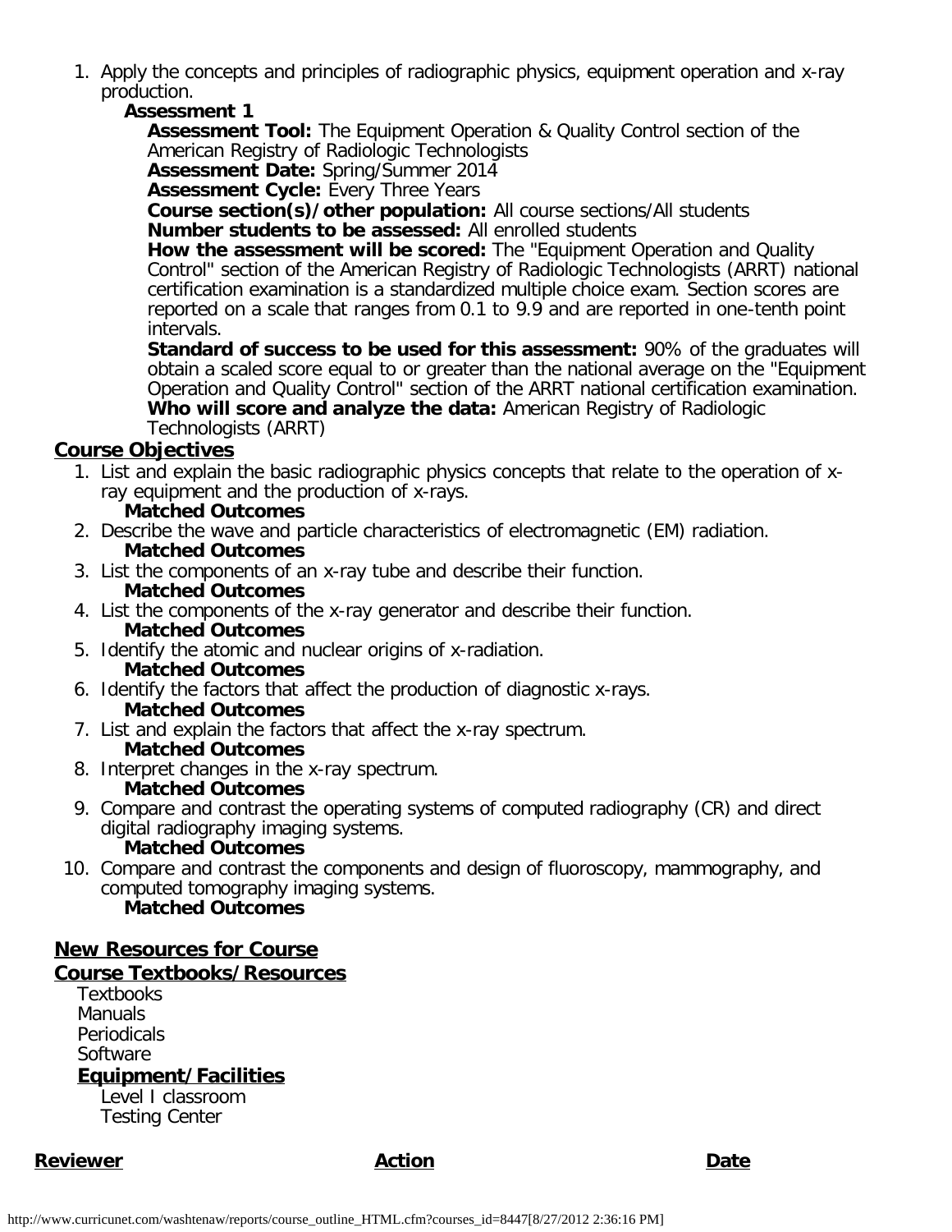1. Apply the concepts and principles of radiographic physics, equipment operation and x-ray production.
   **Assessment 1**
   **Assessment Tool:** The Equipment Operation & Quality Control section of the American Registry of Radiologic Technologists
   **Assessment Date:** Spring/Summer 2014
   **Assessment Cycle:** Every Three Years
   **Course section(s)/other population:** All course sections/All students
   **Number students to be assessed:** All enrolled students
   **How the assessment will be scored:** The "Equipment Operation and Quality Control" section of the American Registry of Radiologic Technologists (ARRT) national certification examination is a standardized multiple choice exam. Section scores are reported on a scale that ranges from 0.1 to 9.9 and are reported in one-tenth point intervals.
   **Standard of success to be used for this assessment:** 90% of the graduates will obtain a scaled score equal to or greater than the national average on the "Equipment Operation and Quality Control" section of the ARRT national certification examination.
   **Who will score and analyze the data:** American Registry of Radiologic Technologists (ARRT)

## Course Objectives

1. List and explain the basic radiographic physics concepts that relate to the operation of x-ray equipment and the production of x-rays.
   **Matched Outcomes**
2. Describe the wave and particle characteristics of electromagnetic (EM) radiation.
   **Matched Outcomes**
3. List the components of an x-ray tube and describe their function.
   **Matched Outcomes**
4. List the components of the x-ray generator and describe their function.
   **Matched Outcomes**
5. Identify the atomic and nuclear origins of x-radiation.
   **Matched Outcomes**
6. Identify the factors that affect the production of diagnostic x-rays.
   **Matched Outcomes**
7. List and explain the factors that affect the x-ray spectrum.
   **Matched Outcomes**
8. Interpret changes in the x-ray spectrum.
   **Matched Outcomes**
9. Compare and contrast the operating systems of computed radiography (CR) and direct digital radiography imaging systems.
   **Matched Outcomes**
10. Compare and contrast the components and design of fluoroscopy, mammography, and computed tomography imaging systems.
    **Matched Outcomes**

## New Resources for Course

## Course Textbooks/Resources

Textbooks
Manuals
Periodicals
Software

### Equipment/Facilities

Level I classroom
Testing Center

| Reviewer | Action | Date |
|---|---|---|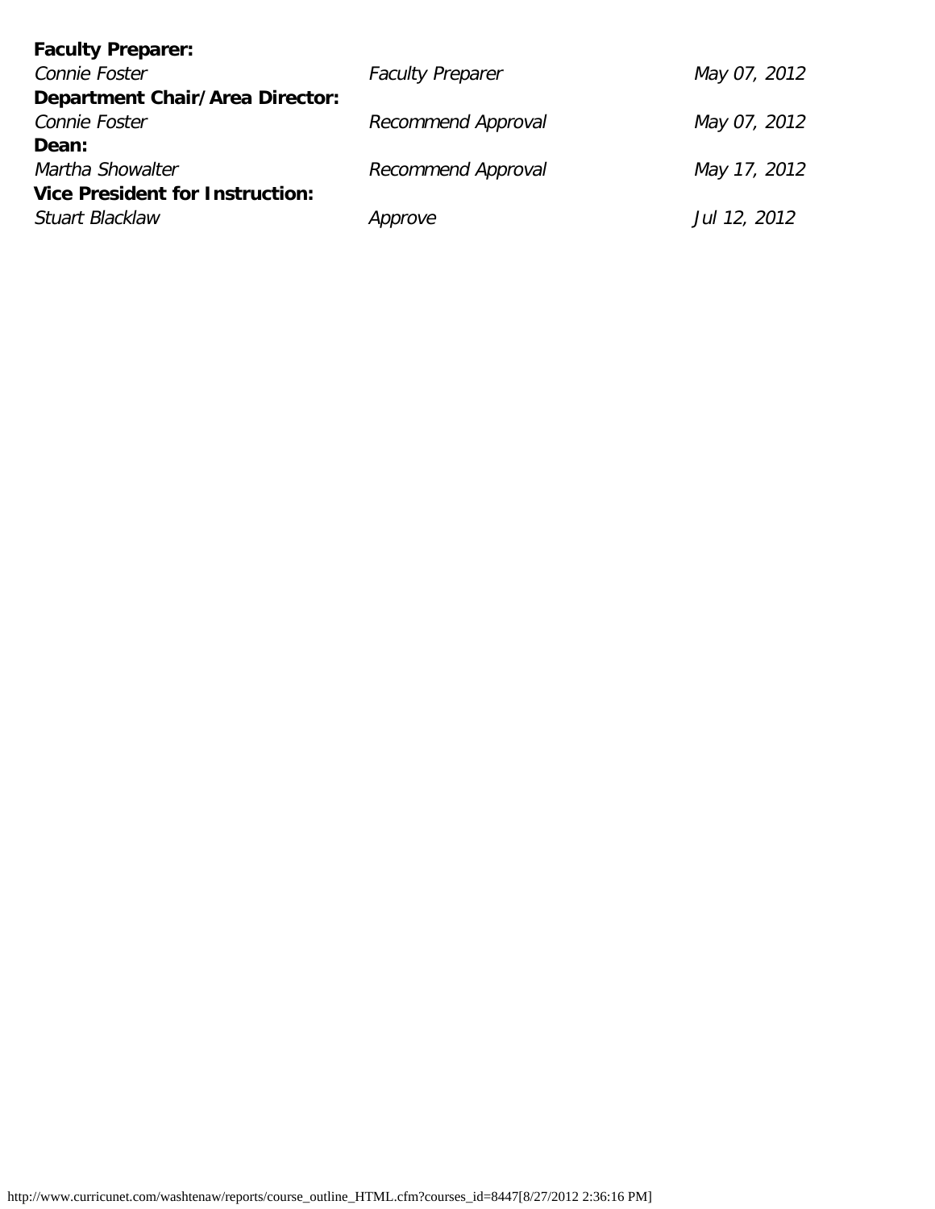**Faculty Preparer:**

| | | |
|---|---|---|
| *Connie Foster* | *Faculty Preparer* | *May 07, 2012* |

**Department Chair/Area Director:**

| | | |
|---|---|---|
| *Connie Foster* | *Recommend Approval* | *May 07, 2012* |

**Dean:**

| | | |
|---|---|---|
| *Martha Showalter* | *Recommend Approval* | *May 17, 2012* |

**Vice President for Instruction:**

| | | |
|---|---|---|
| *Stuart Blacklaw* | *Approve* | *Jul 12, 2012* |